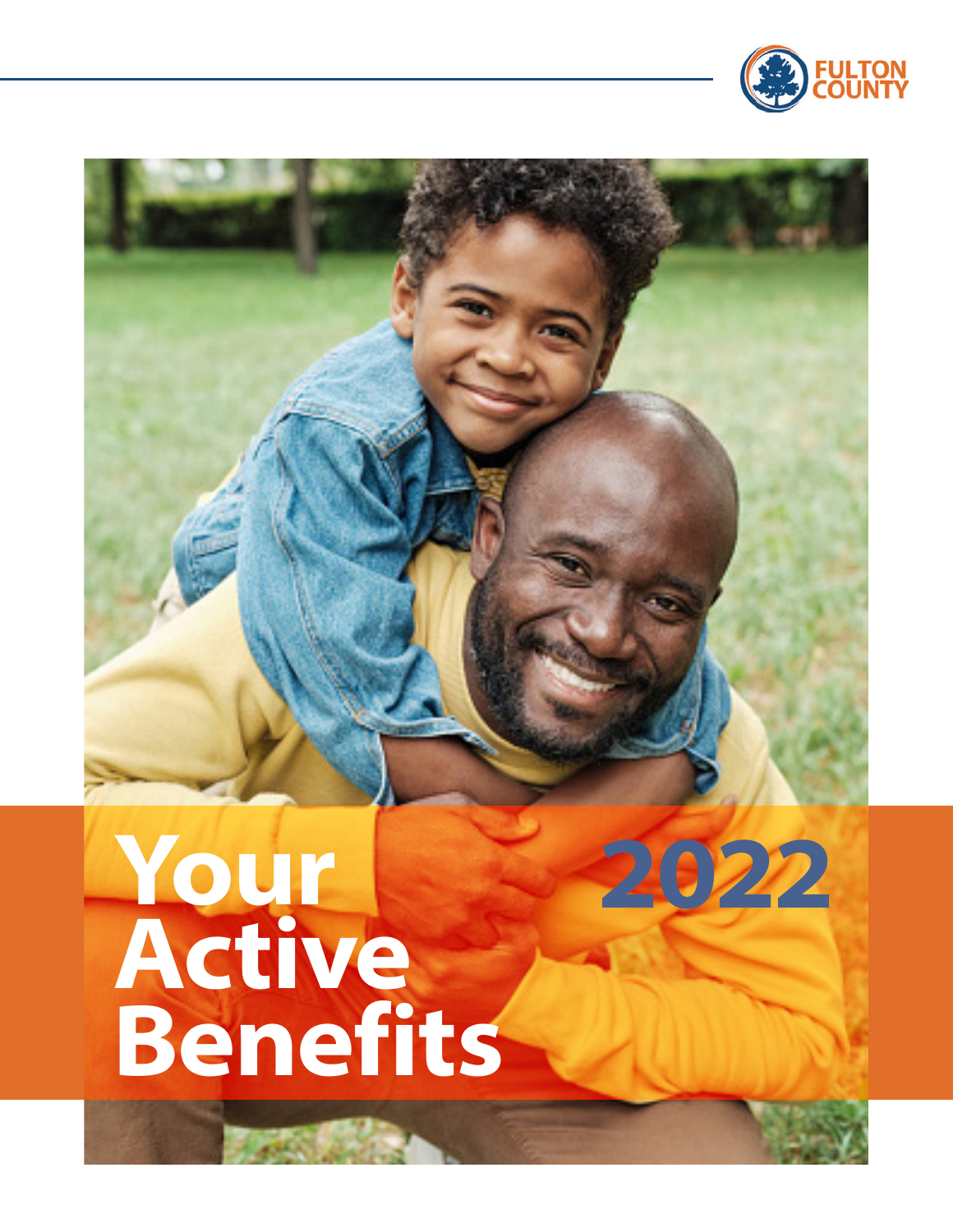FULTON COUNTY

# Your Active Benefits 2022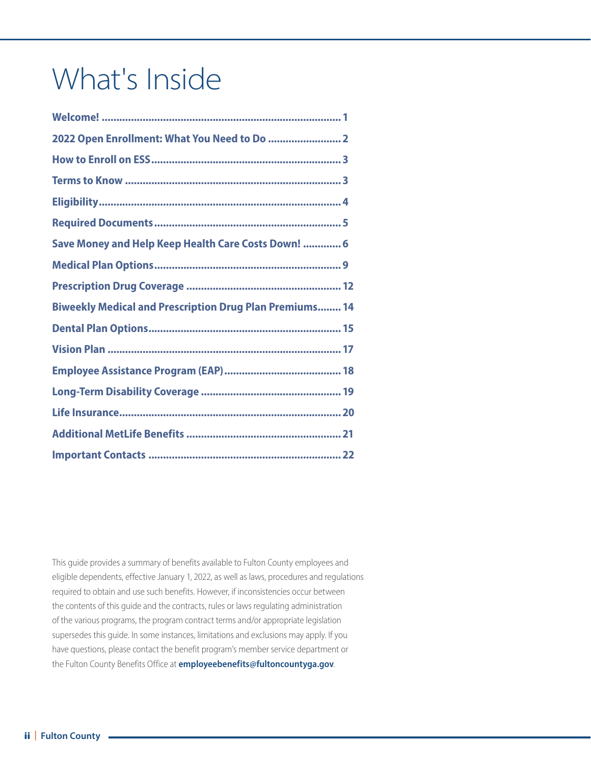# What's Inside

**Welcome! ................................................................................ 1**

**2022 Open Enrollment: What You Need to Do ......................... 2**

**How to Enroll on ESS................................................................ 3**

**Terms to Know ......................................................................... 3**

**Eligibility.................................................................................. 4**

**Required Documents ............................................................... 5**

**Save Money and Help Keep Health Care Costs Down! ............. 6**

**Medical Plan Options............................................................... 9**

**Prescription Drug Coverage .................................................... 12**

**Biweekly Medical and Prescription Drug Plan Premiums........ 14**

**Dental Plan Options................................................................. 15**

**Vision Plan ............................................................................... 17**

**Employee Assistance Program (EAP)........................................ 18**

**Long-Term Disability Coverage ................................................ 19**

**Life Insurance........................................................................... 20**

**Additional MetLife Benefits ..................................................... 21**

**Important Contacts .................................................................. 22**

This guide provides a summary of benefits available to Fulton County employees and eligible dependents, effective January 1, 2022, as well as laws, procedures and regulations required to obtain and use such benefits. However, if inconsistencies occur between the contents of this guide and the contracts, rules or laws regulating administration of the various programs, the program contract terms and/or appropriate legislation supersedes this guide. In some instances, limitations and exclusions may apply. If you have questions, please contact the benefit program's member service department or the Fulton County Benefits Office at **employeebenefits@fultoncountyga.gov**.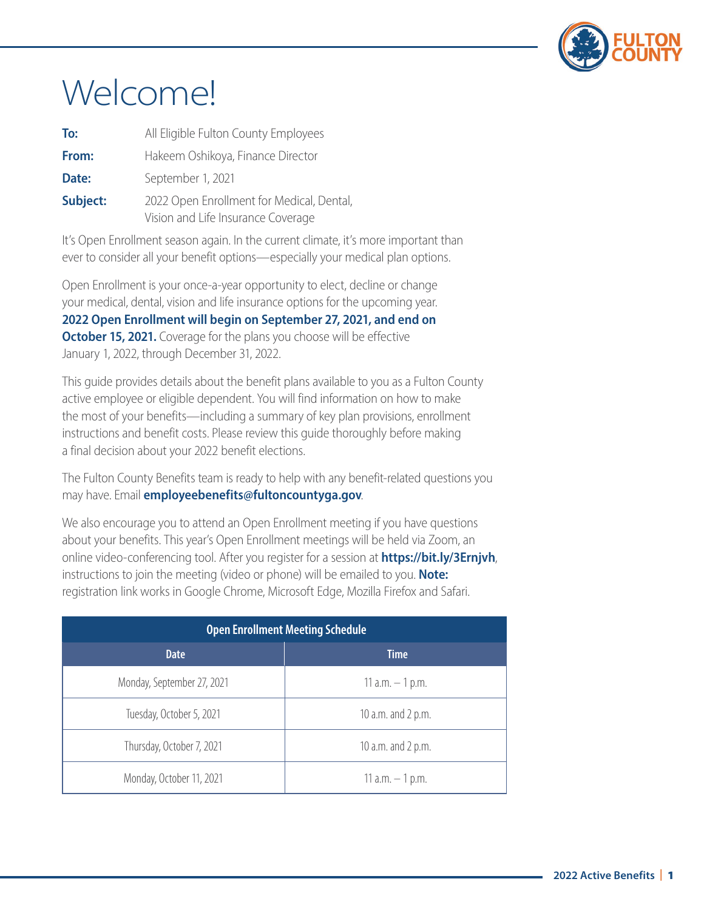# Welcome!

**To:** All Eligible Fulton County Employees

**From:** Hakeem Oshikoya, Finance Director

**Date:** September 1, 2021

**Subject:** 2022 Open Enrollment for Medical, Dental, Vision and Life Insurance Coverage

It's Open Enrollment season again. In the current climate, it's more important than ever to consider all your benefit options—especially your medical plan options.

Open Enrollment is your once-a-year opportunity to elect, decline or change your medical, dental, vision and life insurance options for the upcoming year. **2022 Open Enrollment will begin on September 27, 2021, and end on October 15, 2021.** Coverage for the plans you choose will be effective January 1, 2022, through December 31, 2022.

This guide provides details about the benefit plans available to you as a Fulton County active employee or eligible dependent. You will find information on how to make the most of your benefits—including a summary of key plan provisions, enrollment instructions and benefit costs. Please review this guide thoroughly before making a final decision about your 2022 benefit elections.

The Fulton County Benefits team is ready to help with any benefit-related questions you may have. Email **employeebenefits@fultoncountyga.gov**.

We also encourage you to attend an Open Enrollment meeting if you have questions about your benefits. This year's Open Enrollment meetings will be held via Zoom, an online video-conferencing tool. After you register for a session at **https://bit.ly/3Ernjvh**, instructions to join the meeting (video or phone) will be emailed to you. **Note:** registration link works in Google Chrome, Microsoft Edge, Mozilla Firefox and Safari.

| Open Enrollment Meeting Schedule | |
|---|---|
| **Date** | **Time** |
| Monday, September 27, 2021 | 11 a.m. – 1 p.m. |
| Tuesday, October 5, 2021 | 10 a.m. and 2 p.m. |
| Thursday, October 7, 2021 | 10 a.m. and 2 p.m. |
| Monday, October 11, 2021 | 11 a.m. – 1 p.m. |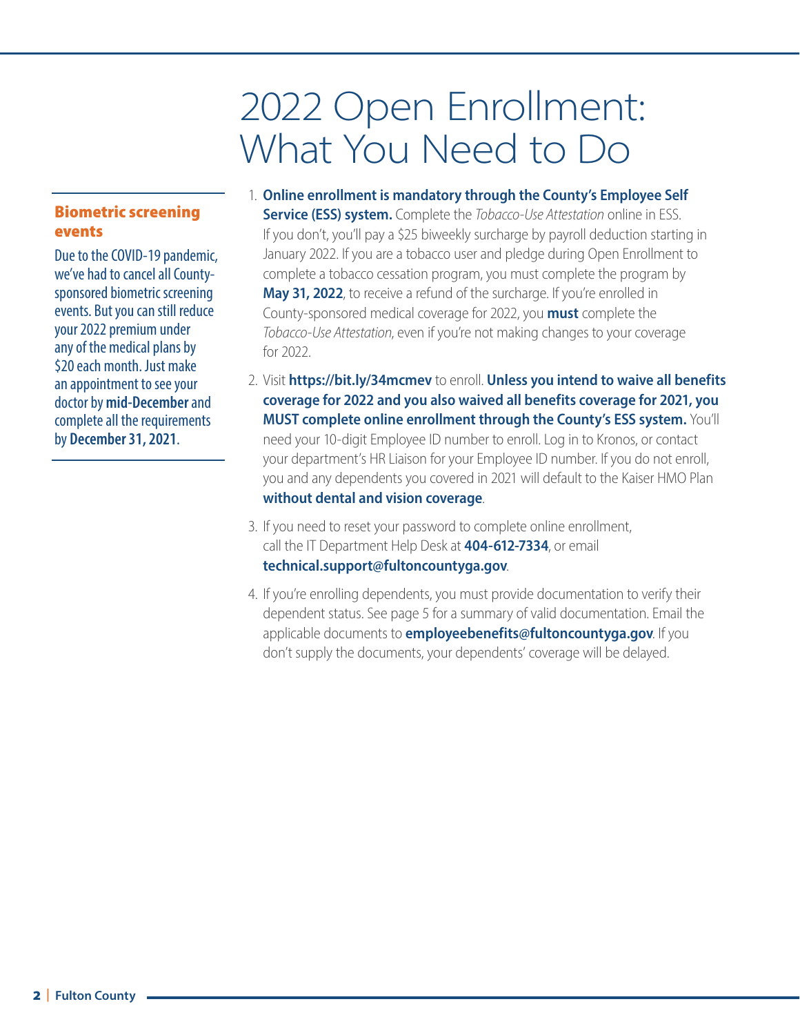# 2022 Open Enrollment: What You Need to Do

### Biometric screening events

Due to the COVID-19 pandemic, we've had to cancel all County-sponsored biometric screening events. But you can still reduce your 2022 premium under any of the medical plans by $20 each month. Just make an appointment to see your doctor by **mid-December** and complete all the requirements by **December 31, 2021**.

1. **Online enrollment is mandatory through the County's Employee Self Service (ESS) system.** Complete the *Tobacco-Use Attestation* online in ESS. If you don't, you'll pay a $25 biweekly surcharge by payroll deduction starting in January 2022. If you are a tobacco user and pledge during Open Enrollment to complete a tobacco cessation program, you must complete the program by **May 31, 2022**, to receive a refund of the surcharge. If you're enrolled in County-sponsored medical coverage for 2022, you **must** complete the *Tobacco-Use Attestation*, even if you're not making changes to your coverage for 2022.
2. Visit **https://bit.ly/34mcmev** to enroll. **Unless you intend to waive all benefits coverage for 2022 and you also waived all benefits coverage for 2021, you MUST complete online enrollment through the County's ESS system.** You'll need your 10-digit Employee ID number to enroll. Log in to Kronos, or contact your department's HR Liaison for your Employee ID number. If you do not enroll, you and any dependents you covered in 2021 will default to the Kaiser HMO Plan **without dental and vision coverage**.
3. If you need to reset your password to complete online enrollment, call the IT Department Help Desk at **404-612-7334**, or email **technical.support@fultoncountyga.gov**.
4. If you're enrolling dependents, you must provide documentation to verify their dependent status. See page 5 for a summary of valid documentation. Email the applicable documents to **employeebenefits@fultoncountyga.gov**. If you don't supply the documents, your dependents' coverage will be delayed.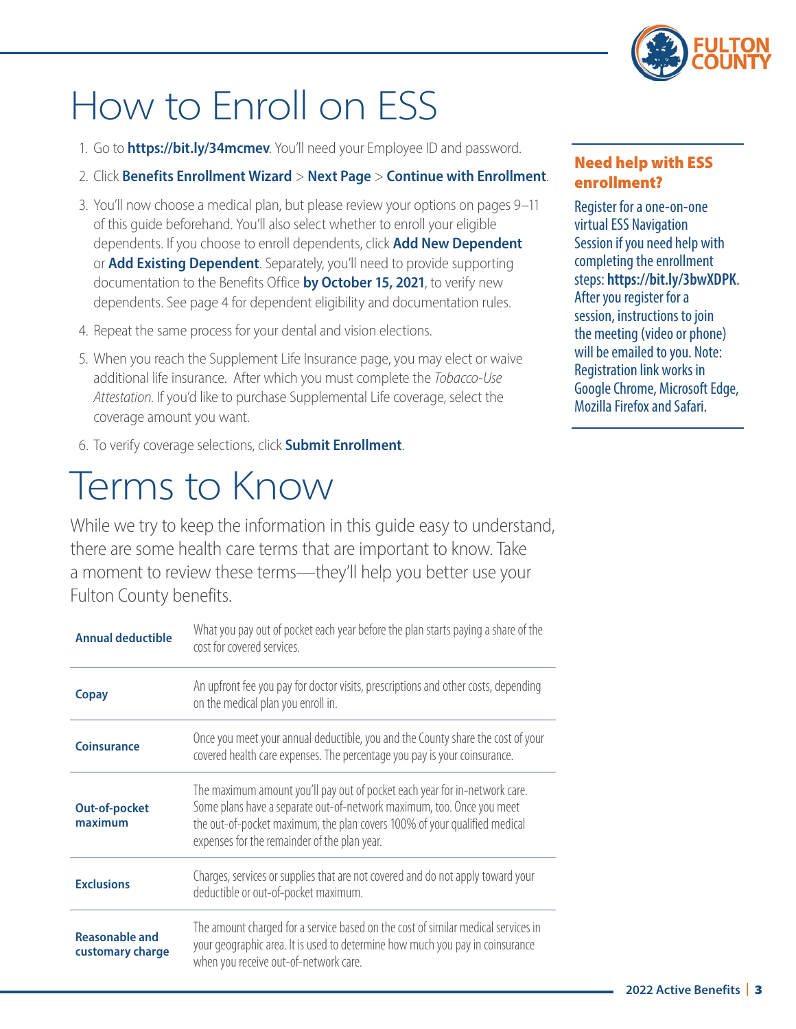# How to Enroll on ESS

1. Go to **https://bit.ly/34mcmev**. You'll need your Employee ID and password.
2. Click **Benefits Enrollment Wizard** > **Next Page** > **Continue with Enrollment**.
3. You'll now choose a medical plan, but please review your options on pages 9–11 of this guide beforehand. You'll also select whether to enroll your eligible dependents. If you choose to enroll dependents, click **Add New Dependent** or **Add Existing Dependent**. Separately, you'll need to provide supporting documentation to the Benefits Office **by October 15, 2021**, to verify new dependents. See page 4 for dependent eligibility and documentation rules.
4. Repeat the same process for your dental and vision elections.
5. When you reach the Supplement Life Insurance page, you may elect or waive additional life insurance. After which you must complete the *Tobacco-Use Attestation*. If you'd like to purchase Supplemental Life coverage, select the coverage amount you want.
6. To verify coverage selections, click **Submit Enrollment**.

### Need help with ESS enrollment?

Register for a one-on-one virtual ESS Navigation Session if you need help with completing the enrollment steps: **https://bit.ly/3bwXDPK**. After you register for a session, instructions to join the meeting (video or phone) will be emailed to you. Note: Registration link works in Google Chrome, Microsoft Edge, Mozilla Firefox and Safari.

# Terms to Know

While we try to keep the information in this guide easy to understand, there are some health care terms that are important to know. Take a moment to review these terms—they'll help you better use your Fulton County benefits.

| | |
|---|---|
| **Annual deductible** | What you pay out of pocket each year before the plan starts paying a share of the cost for covered services. |
| **Copay** | An upfront fee you pay for doctor visits, prescriptions and other costs, depending on the medical plan you enroll in. |
| **Coinsurance** | Once you meet your annual deductible, you and the County share the cost of your covered health care expenses. The percentage you pay is your coinsurance. |
| **Out-of-pocket maximum** | The maximum amount you'll pay out of pocket each year for in-network care. Some plans have a separate out-of-network maximum, too. Once you meet the out-of-pocket maximum, the plan covers 100% of your qualified medical expenses for the remainder of the plan year. |
| **Exclusions** | Charges, services or supplies that are not covered and do not apply toward your deductible or out-of-pocket maximum. |
| **Reasonable and customary charge** | The amount charged for a service based on the cost of similar medical services in your geographic area. It is used to determine how much you pay in coinsurance when you receive out-of-network care. |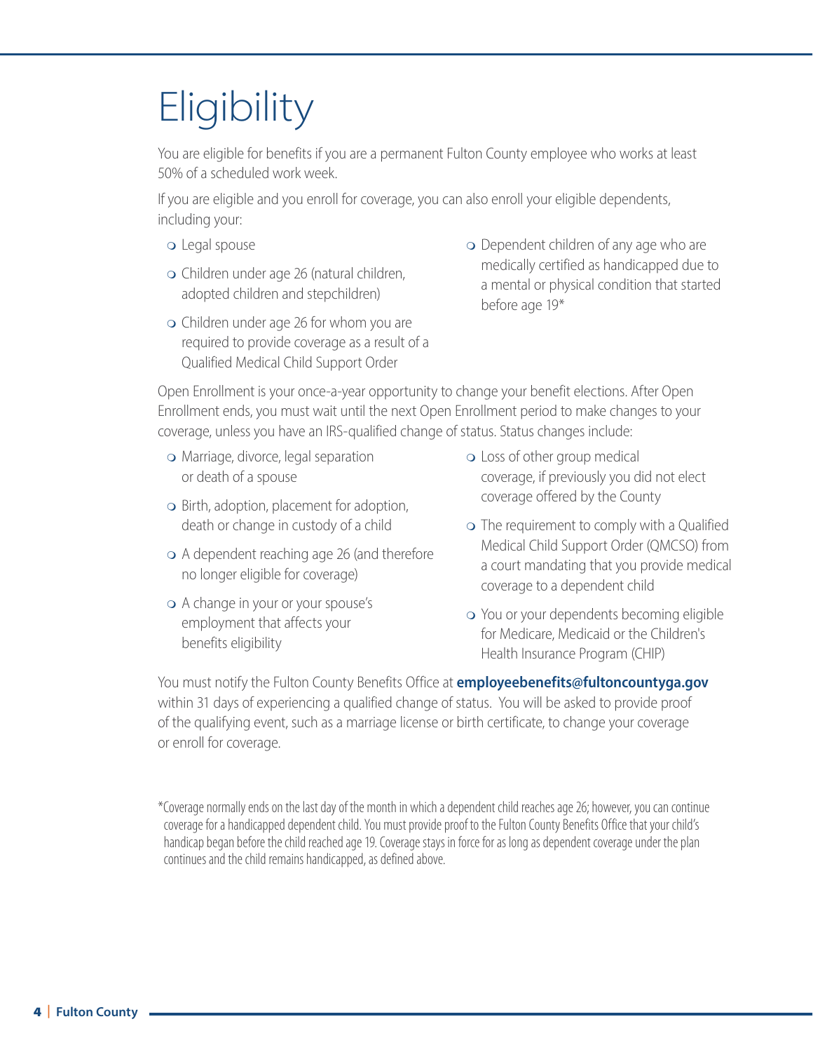# Eligibility

You are eligible for benefits if you are a permanent Fulton County employee who works at least 50% of a scheduled work week.

If you are eligible and you enroll for coverage, you can also enroll your eligible dependents, including your:

- Legal spouse
- Children under age 26 (natural children, adopted children and stepchildren)
- Children under age 26 for whom you are required to provide coverage as a result of a Qualified Medical Child Support Order
- Dependent children of any age who are medically certified as handicapped due to a mental or physical condition that started before age 19*

Open Enrollment is your once-a-year opportunity to change your benefit elections. After Open Enrollment ends, you must wait until the next Open Enrollment period to make changes to your coverage, unless you have an IRS-qualified change of status. Status changes include:

- Marriage, divorce, legal separation or death of a spouse
- Birth, adoption, placement for adoption, death or change in custody of a child
- A dependent reaching age 26 (and therefore no longer eligible for coverage)
- A change in your or your spouse's employment that affects your benefits eligibility
- Loss of other group medical coverage, if previously you did not elect coverage offered by the County
- The requirement to comply with a Qualified Medical Child Support Order (QMCSO) from a court mandating that you provide medical coverage to a dependent child
- You or your dependents becoming eligible for Medicare, Medicaid or the Children's Health Insurance Program (CHIP)

You must notify the Fulton County Benefits Office at **employeebenefits@fultoncountyga.gov** within 31 days of experiencing a qualified change of status. You will be asked to provide proof of the qualifying event, such as a marriage license or birth certificate, to change your coverage or enroll for coverage.

*Coverage normally ends on the last day of the month in which a dependent child reaches age 26; however, you can continue coverage for a handicapped dependent child. You must provide proof to the Fulton County Benefits Office that your child's handicap began before the child reached age 19. Coverage stays in force for as long as dependent coverage under the plan continues and the child remains handicapped, as defined above.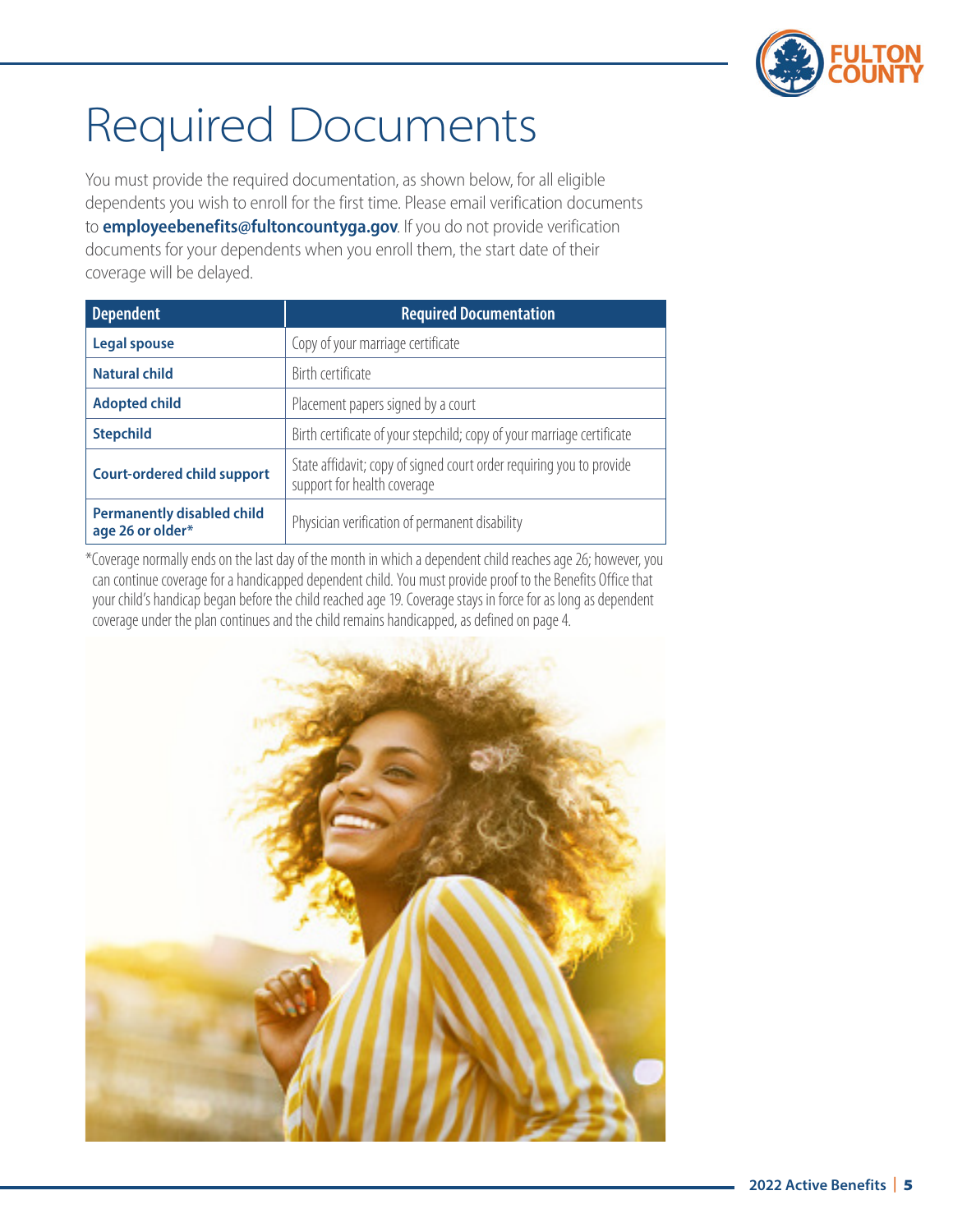# Required Documents

You must provide the required documentation, as shown below, for all eligible dependents you wish to enroll for the first time. Please email verification documents to **employeebenefits@fultoncountyga.gov**. If you do not provide verification documents for your dependents when you enroll them, the start date of their coverage will be delayed.

| Dependent | Required Documentation |
|---|---|
| **Legal spouse** | Copy of your marriage certificate |
| **Natural child** | Birth certificate |
| **Adopted child** | Placement papers signed by a court |
| **Stepchild** | Birth certificate of your stepchild; copy of your marriage certificate |
| **Court-ordered child support** | State affidavit; copy of signed court order requiring you to provide support for health coverage |
| **Permanently disabled child age 26 or older*** | Physician verification of permanent disability |

*Coverage normally ends on the last day of the month in which a dependent child reaches age 26; however, you can continue coverage for a handicapped dependent child. You must provide proof to the Benefits Office that your child's handicap began before the child reached age 19. Coverage stays in force for as long as dependent coverage under the plan continues and the child remains handicapped, as defined on page 4.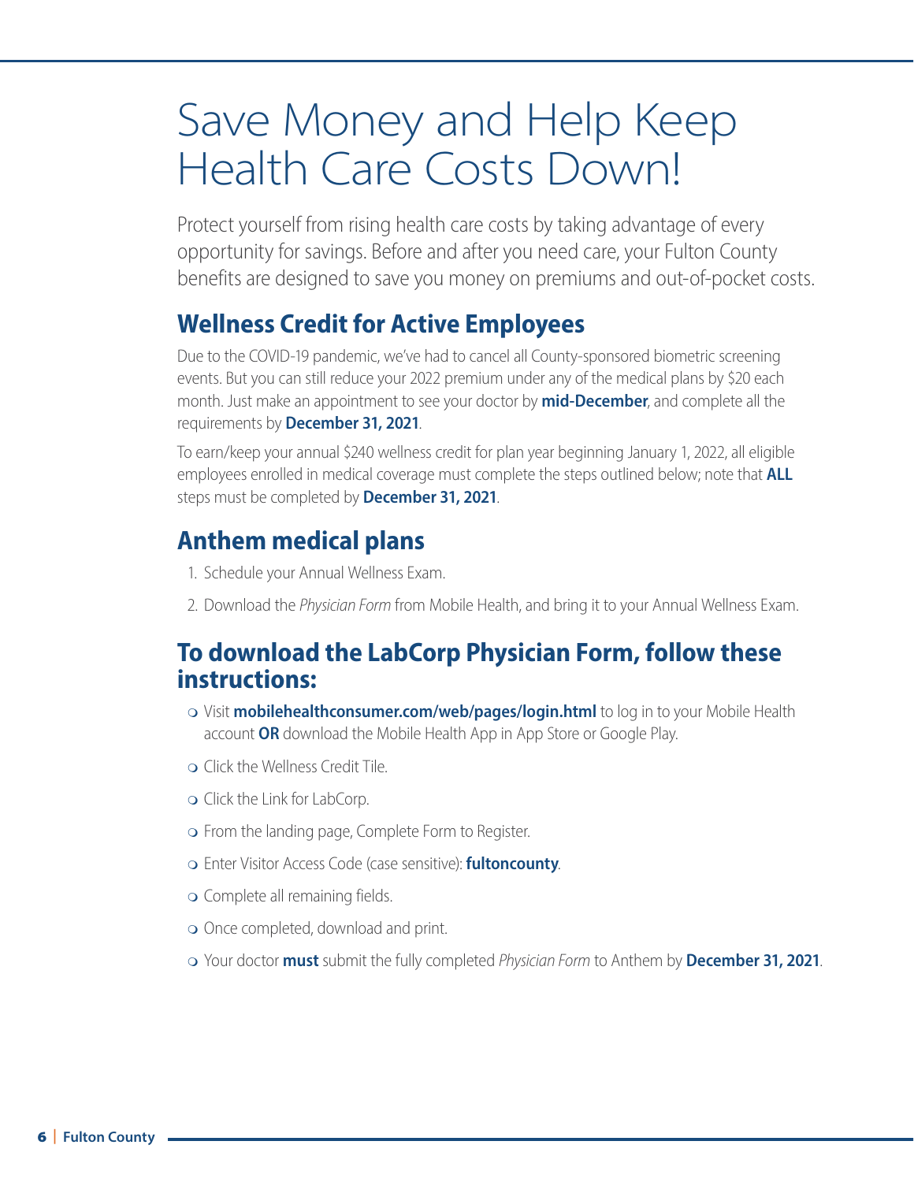# Save Money and Help Keep Health Care Costs Down!

Protect yourself from rising health care costs by taking advantage of every opportunity for savings. Before and after you need care, your Fulton County benefits are designed to save you money on premiums and out-of-pocket costs.

## Wellness Credit for Active Employees

Due to the COVID-19 pandemic, we've had to cancel all County-sponsored biometric screening events. But you can still reduce your 2022 premium under any of the medical plans by $20 each month. Just make an appointment to see your doctor by **mid-December**, and complete all the requirements by **December 31, 2021**.

To earn/keep your annual $240 wellness credit for plan year beginning January 1, 2022, all eligible employees enrolled in medical coverage must complete the steps outlined below; note that **ALL** steps must be completed by **December 31, 2021**.

## Anthem medical plans

1. Schedule your Annual Wellness Exam.
2. Download the *Physician Form* from Mobile Health, and bring it to your Annual Wellness Exam.

## To download the LabCorp Physician Form, follow these instructions:

- Visit **mobilehealthconsumer.com/web/pages/login.html** to log in to your Mobile Health account **OR** download the Mobile Health App in App Store or Google Play.
- Click the Wellness Credit Tile.
- Click the Link for LabCorp.
- From the landing page, Complete Form to Register.
- Enter Visitor Access Code (case sensitive): **fultoncounty**.
- Complete all remaining fields.
- Once completed, download and print.
- Your doctor **must** submit the fully completed *Physician Form* to Anthem by **December 31, 2021**.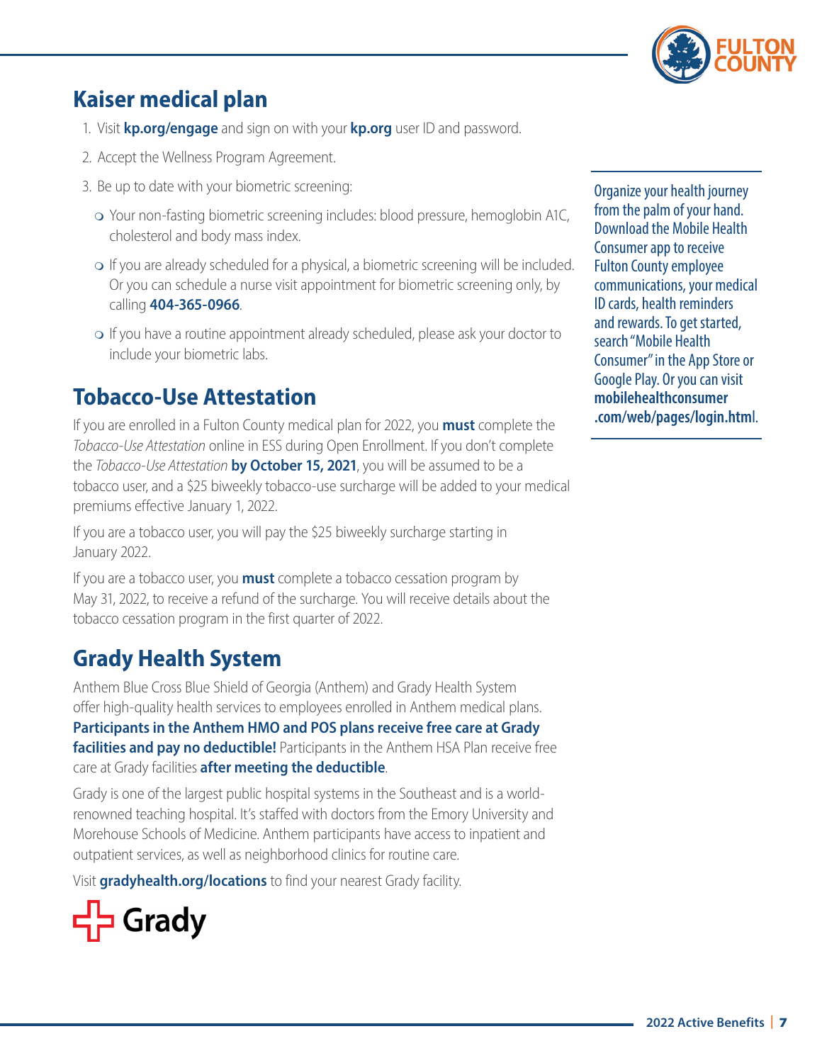## Kaiser medical plan

1. Visit **kp.org/engage** and sign on with your **kp.org** user ID and password.
2. Accept the Wellness Program Agreement.
3. Be up to date with your biometric screening:
   - Your non-fasting biometric screening includes: blood pressure, hemoglobin A1C, cholesterol and body mass index.
   - If you are already scheduled for a physical, a biometric screening will be included. Or you can schedule a nurse visit appointment for biometric screening only, by calling **404-365-0966**.
   - If you have a routine appointment already scheduled, please ask your doctor to include your biometric labs.

Organize your health journey from the palm of your hand. Download the Mobile Health Consumer app to receive Fulton County employee communications, your medical ID cards, health reminders and rewards. To get started, search "Mobile Health Consumer" in the App Store or Google Play. Or you can visit **mobilehealthconsumer.com/web/pages/login.html**.

## Tobacco-Use Attestation

If you are enrolled in a Fulton County medical plan for 2022, you **must** complete the *Tobacco-Use Attestation* online in ESS during Open Enrollment. If you don't complete the *Tobacco-Use Attestation* **by October 15, 2021**, you will be assumed to be a tobacco user, and a $25 biweekly tobacco-use surcharge will be added to your medical premiums effective January 1, 2022.

If you are a tobacco user, you will pay the $25 biweekly surcharge starting in January 2022.

If you are a tobacco user, you **must** complete a tobacco cessation program by May 31, 2022, to receive a refund of the surcharge. You will receive details about the tobacco cessation program in the first quarter of 2022.

## Grady Health System

Anthem Blue Cross Blue Shield of Georgia (Anthem) and Grady Health System offer high-quality health services to employees enrolled in Anthem medical plans. **Participants in the Anthem HMO and POS plans receive free care at Grady facilities and pay no deductible!** Participants in the Anthem HSA Plan receive free care at Grady facilities **after meeting the deductible**.

Grady is one of the largest public hospital systems in the Southeast and is a world-renowned teaching hospital. It's staffed with doctors from the Emory University and Morehouse Schools of Medicine. Anthem participants have access to inpatient and outpatient services, as well as neighborhood clinics for routine care.

Visit **gradyhealth.org/locations** to find your nearest Grady facility.

Grady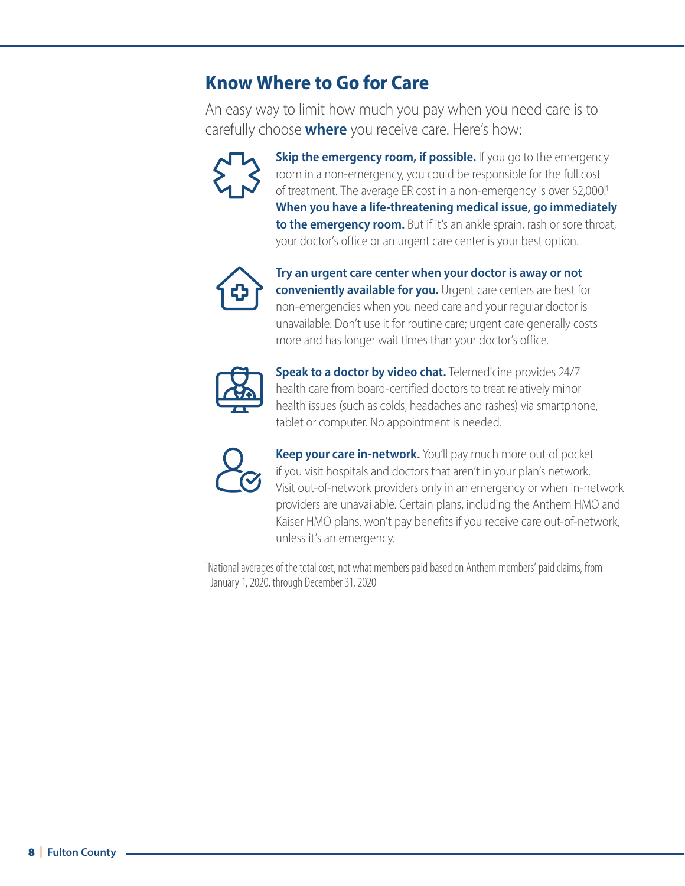## Know Where to Go for Care

An easy way to limit how much you pay when you need care is to carefully choose **where** you receive care. Here's how:

**Skip the emergency room, if possible.** If you go to the emergency room in a non-emergency, you could be responsible for the full cost of treatment. The average ER cost in a non-emergency is over $2,000![1] **When you have a life-threatening medical issue, go immediately to the emergency room.** But if it's an ankle sprain, rash or sore throat, your doctor's office or an urgent care center is your best option.

**Try an urgent care center when your doctor is away or not conveniently available for you.** Urgent care centers are best for non-emergencies when you need care and your regular doctor is unavailable. Don't use it for routine care; urgent care generally costs more and has longer wait times than your doctor's office.

**Speak to a doctor by video chat.** Telemedicine provides 24/7 health care from board-certified doctors to treat relatively minor health issues (such as colds, headaches and rashes) via smartphone, tablet or computer. No appointment is needed.

**Keep your care in-network.** You'll pay much more out of pocket if you visit hospitals and doctors that aren't in your plan's network. Visit out-of-network providers only in an emergency or when in-network providers are unavailable. Certain plans, including the Anthem HMO and Kaiser HMO plans, won't pay benefits if you receive care out-of-network, unless it's an emergency.

[1]National averages of the total cost, not what members paid based on Anthem members' paid claims, from January 1, 2020, through December 31, 2020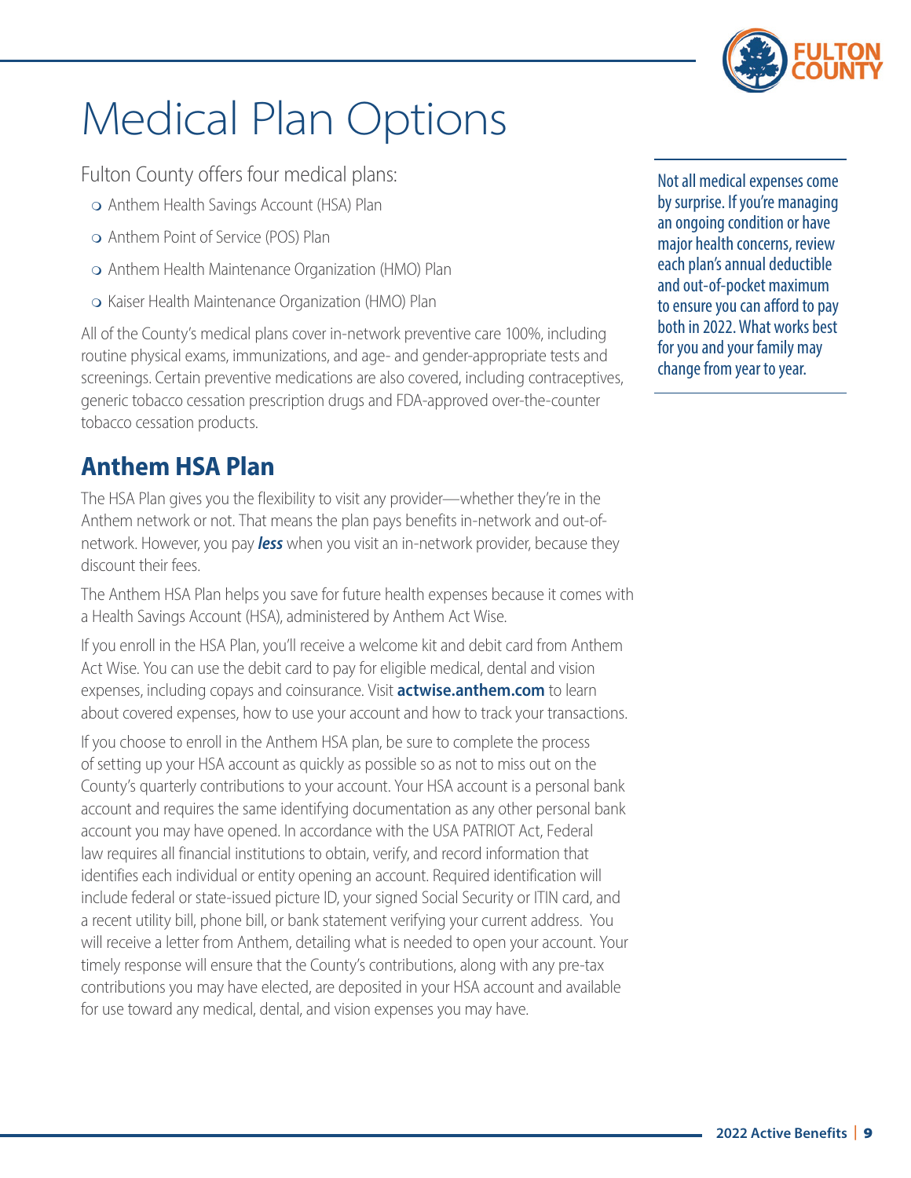# Medical Plan Options

Fulton County offers four medical plans:

- Anthem Health Savings Account (HSA) Plan
- Anthem Point of Service (POS) Plan
- Anthem Health Maintenance Organization (HMO) Plan
- Kaiser Health Maintenance Organization (HMO) Plan

All of the County's medical plans cover in-network preventive care 100%, including routine physical exams, immunizations, and age- and gender-appropriate tests and screenings. Certain preventive medications are also covered, including contraceptives, generic tobacco cessation prescription drugs and FDA-approved over-the-counter tobacco cessation products.

Not all medical expenses come by surprise. If you're managing an ongoing condition or have major health concerns, review each plan's annual deductible and out-of-pocket maximum to ensure you can afford to pay both in 2022. What works best for you and your family may change from year to year.

## Anthem HSA Plan

The HSA Plan gives you the flexibility to visit any provider—whether they're in the Anthem network or not. That means the plan pays benefits in-network and out-of-network. However, you pay ***less*** when you visit an in-network provider, because they discount their fees.

The Anthem HSA Plan helps you save for future health expenses because it comes with a Health Savings Account (HSA), administered by Anthem Act Wise.

If you enroll in the HSA Plan, you'll receive a welcome kit and debit card from Anthem Act Wise. You can use the debit card to pay for eligible medical, dental and vision expenses, including copays and coinsurance. Visit **actwise.anthem.com** to learn about covered expenses, how to use your account and how to track your transactions.

If you choose to enroll in the Anthem HSA plan, be sure to complete the process of setting up your HSA account as quickly as possible so as not to miss out on the County's quarterly contributions to your account. Your HSA account is a personal bank account and requires the same identifying documentation as any other personal bank account you may have opened. In accordance with the USA PATRIOT Act, Federal law requires all financial institutions to obtain, verify, and record information that identifies each individual or entity opening an account. Required identification will include federal or state-issued picture ID, your signed Social Security or ITIN card, and a recent utility bill, phone bill, or bank statement verifying your current address. You will receive a letter from Anthem, detailing what is needed to open your account. Your timely response will ensure that the County's contributions, along with any pre-tax contributions you may have elected, are deposited in your HSA account and available for use toward any medical, dental, and vision expenses you may have.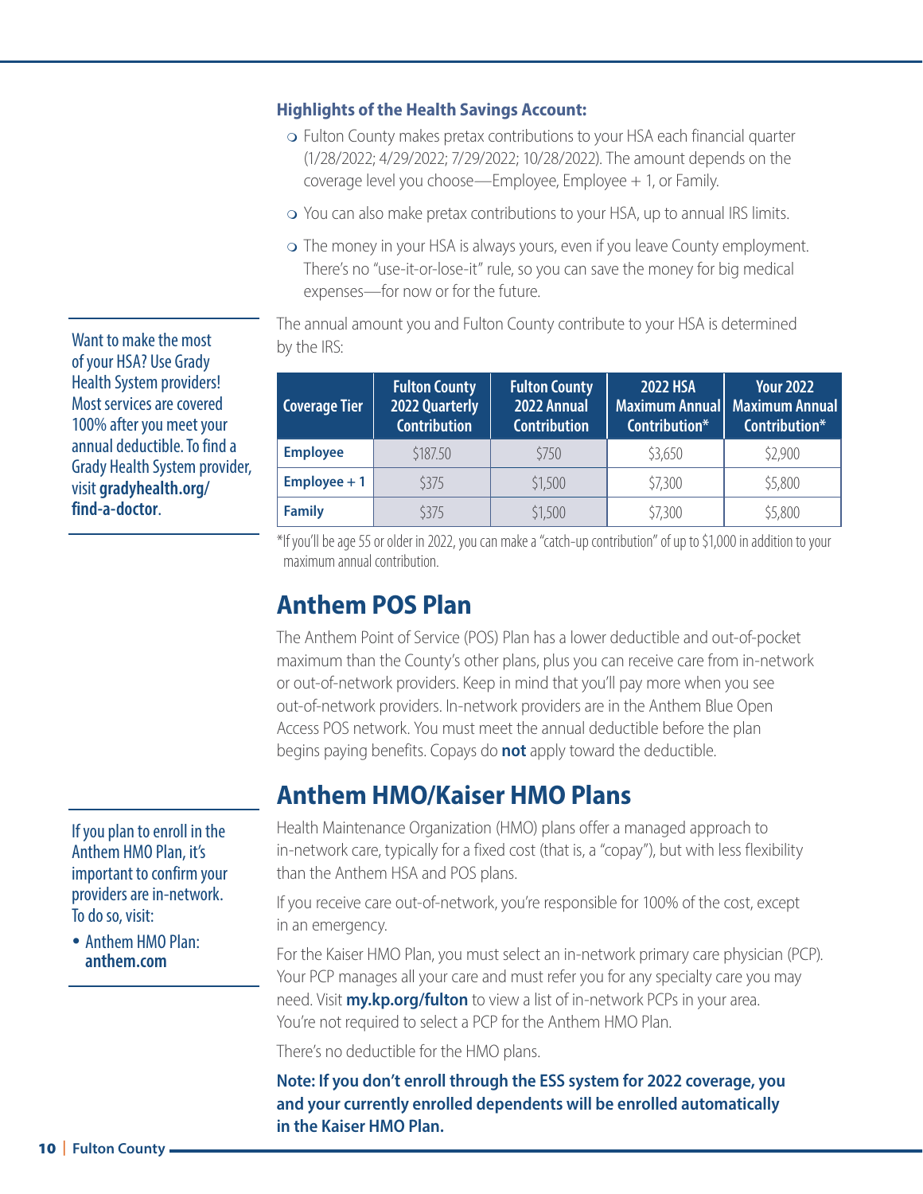**Highlights of the Health Savings Account:**

- Fulton County makes pretax contributions to your HSA each financial quarter (1/28/2022; 4/29/2022; 7/29/2022; 10/28/2022). The amount depends on the coverage level you choose—Employee, Employee + 1, or Family.
- You can also make pretax contributions to your HSA, up to annual IRS limits.
- The money in your HSA is always yours, even if you leave County employment. There's no "use-it-or-lose-it" rule, so you can save the money for big medical expenses—for now or for the future.

Want to make the most of your HSA? Use Grady Health System providers! Most services are covered 100% after you meet your annual deductible. To find a Grady Health System provider, visit **gradyhealth.org/find-a-doctor**.

The annual amount you and Fulton County contribute to your HSA is determined by the IRS:

| Coverage Tier | Fulton County 2022 Quarterly Contribution | Fulton County 2022 Annual Contribution | 2022 HSA Maximum Annual Contribution* | Your 2022 Maximum Annual Contribution* |
|---|---|---|---|---|
| **Employee** | $187.50 | $750 | $3,650 | $2,900 |
| **Employee + 1** | $375 | $1,500 | $7,300 | $5,800 |
| **Family** | $375 | $1,500 | $7,300 | $5,800 |

*If you'll be age 55 or older in 2022, you can make a "catch-up contribution" of up to $1,000 in addition to your maximum annual contribution.

## Anthem POS Plan

The Anthem Point of Service (POS) Plan has a lower deductible and out-of-pocket maximum than the County's other plans, plus you can receive care from in-network or out-of-network providers. Keep in mind that you'll pay more when you see out-of-network providers. In-network providers are in the Anthem Blue Open Access POS network. You must meet the annual deductible before the plan begins paying benefits. Copays do **not** apply toward the deductible.

## Anthem HMO/Kaiser HMO Plans

If you plan to enroll in the Anthem HMO Plan, it's important to confirm your providers are in-network. To do so, visit:

- Anthem HMO Plan: **anthem.com**

Health Maintenance Organization (HMO) plans offer a managed approach to in-network care, typically for a fixed cost (that is, a "copay"), but with less flexibility than the Anthem HSA and POS plans.

If you receive care out-of-network, you're responsible for 100% of the cost, except in an emergency.

For the Kaiser HMO Plan, you must select an in-network primary care physician (PCP). Your PCP manages all your care and must refer you for any specialty care you may need. Visit **my.kp.org/fulton** to view a list of in-network PCPs in your area. You're not required to select a PCP for the Anthem HMO Plan.

There's no deductible for the HMO plans.

**Note: If you don't enroll through the ESS system for 2022 coverage, you and your currently enrolled dependents will be enrolled automatically in the Kaiser HMO Plan.**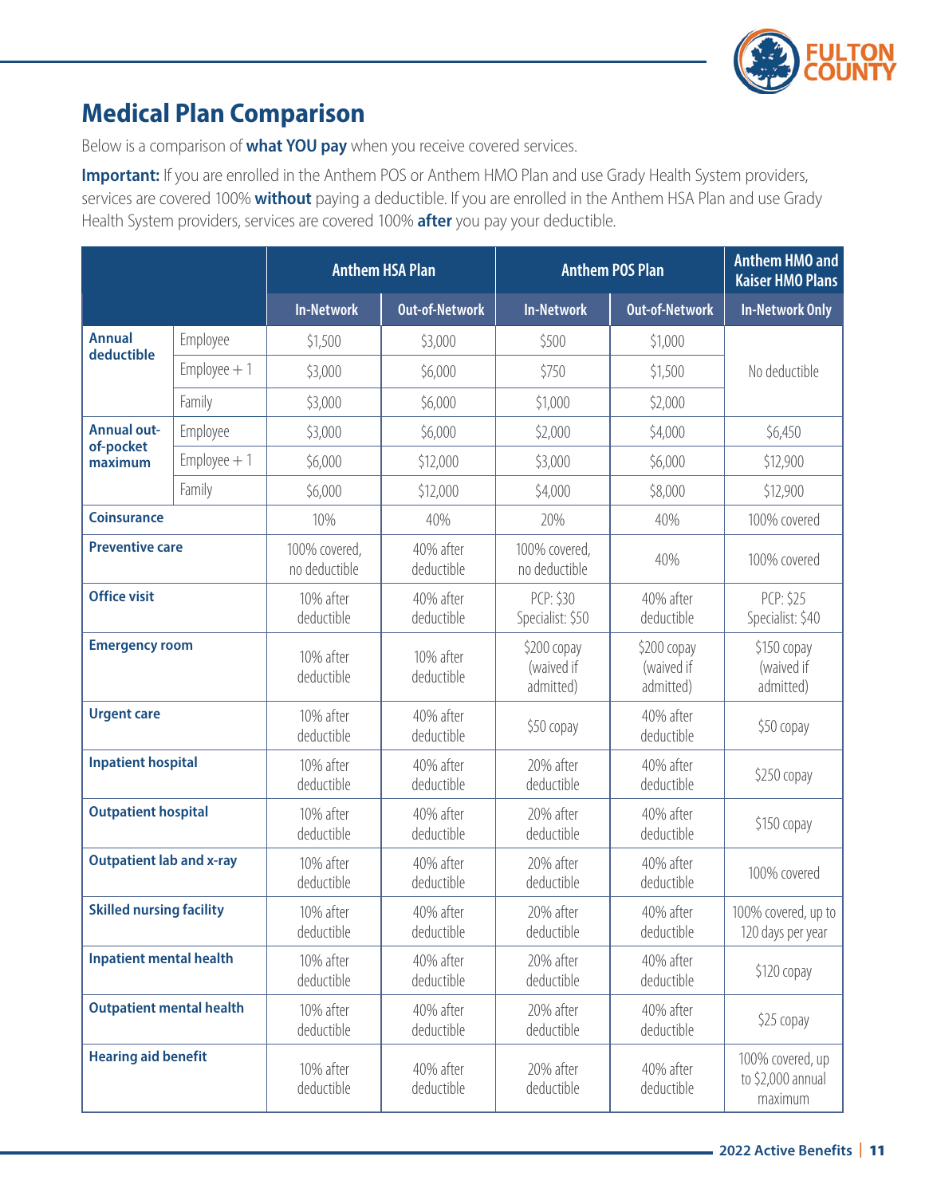## Medical Plan Comparison

Below is a comparison of **what YOU pay** when you receive covered services.

**Important:** If you are enrolled in the Anthem POS or Anthem HMO Plan and use Grady Health System providers, services are covered 100% **without** paying a deductible. If you are enrolled in the Anthem HSA Plan and use Grady Health System providers, services are covered 100% **after** you pay your deductible.

| | | Anthem HSA Plan | | Anthem POS Plan | | Anthem HMO and Kaiser HMO Plans |
|---|---|---|---|---|---|---|
| | | In-Network | Out-of-Network | In-Network | Out-of-Network | In-Network Only |
| **Annual deductible** | Employee | $1,500 | $3,000 | $500 | $1,000 | No deductible |
| | Employee + 1 | $3,000 | $6,000 | $750 | $1,500 | |
| | Family | $3,000 | $6,000 | $1,000 | $2,000 | |
| **Annual out-of-pocket maximum** | Employee | $3,000 | $6,000 | $2,000 | $4,000 | $6,450 |
| | Employee + 1 | $6,000 | $12,000 | $3,000 | $6,000 | $12,900 |
| | Family | $6,000 | $12,000 | $4,000 | $8,000 | $12,900 |
| **Coinsurance** | | 10% | 40% | 20% | 40% | 100% covered |
| **Preventive care** | | 100% covered, no deductible | 40% after deductible | 100% covered, no deductible | 40% | 100% covered |
| **Office visit** | | 10% after deductible | 40% after deductible | PCP: $30 Specialist: $50 | 40% after deductible | PCP: $25 Specialist: $40 |
| **Emergency room** | | 10% after deductible | 10% after deductible | $200 copay (waived if admitted) | $200 copay (waived if admitted) | $150 copay (waived if admitted) |
| **Urgent care** | | 10% after deductible | 40% after deductible | $50 copay | 40% after deductible | $50 copay |
| **Inpatient hospital** | | 10% after deductible | 40% after deductible | 20% after deductible | 40% after deductible | $250 copay |
| **Outpatient hospital** | | 10% after deductible | 40% after deductible | 20% after deductible | 40% after deductible | $150 copay |
| **Outpatient lab and x-ray** | | 10% after deductible | 40% after deductible | 20% after deductible | 40% after deductible | 100% covered |
| **Skilled nursing facility** | | 10% after deductible | 40% after deductible | 20% after deductible | 40% after deductible | 100% covered, up to 120 days per year |
| **Inpatient mental health** | | 10% after deductible | 40% after deductible | 20% after deductible | 40% after deductible | $120 copay |
| **Outpatient mental health** | | 10% after deductible | 40% after deductible | 20% after deductible | 40% after deductible | $25 copay |
| **Hearing aid benefit** | | 10% after deductible | 40% after deductible | 20% after deductible | 40% after deductible | 100% covered, up to $2,000 annual maximum |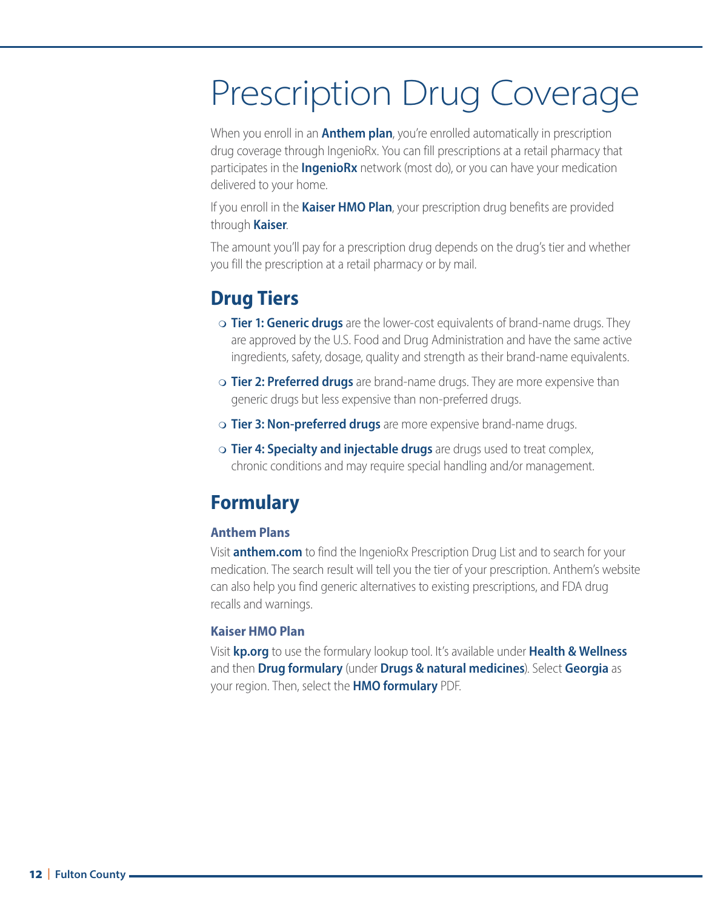# Prescription Drug Coverage

When you enroll in an **Anthem plan**, you're enrolled automatically in prescription drug coverage through IngenioRx. You can fill prescriptions at a retail pharmacy that participates in the **IngenioRx** network (most do), or you can have your medication delivered to your home.

If you enroll in the **Kaiser HMO Plan**, your prescription drug benefits are provided through **Kaiser**.

The amount you'll pay for a prescription drug depends on the drug's tier and whether you fill the prescription at a retail pharmacy or by mail.

## Drug Tiers

- **Tier 1: Generic drugs** are the lower-cost equivalents of brand-name drugs. They are approved by the U.S. Food and Drug Administration and have the same active ingredients, safety, dosage, quality and strength as their brand-name equivalents.
- **Tier 2: Preferred drugs** are brand-name drugs. They are more expensive than generic drugs but less expensive than non-preferred drugs.
- **Tier 3: Non-preferred drugs** are more expensive brand-name drugs.
- **Tier 4: Specialty and injectable drugs** are drugs used to treat complex, chronic conditions and may require special handling and/or management.

## Formulary

### Anthem Plans

Visit **anthem.com** to find the IngenioRx Prescription Drug List and to search for your medication. The search result will tell you the tier of your prescription. Anthem's website can also help you find generic alternatives to existing prescriptions, and FDA drug recalls and warnings.

### Kaiser HMO Plan

Visit **kp.org** to use the formulary lookup tool. It's available under **Health & Wellness** and then **Drug formulary** (under **Drugs & natural medicines**). Select **Georgia** as your region. Then, select the **HMO formulary** PDF.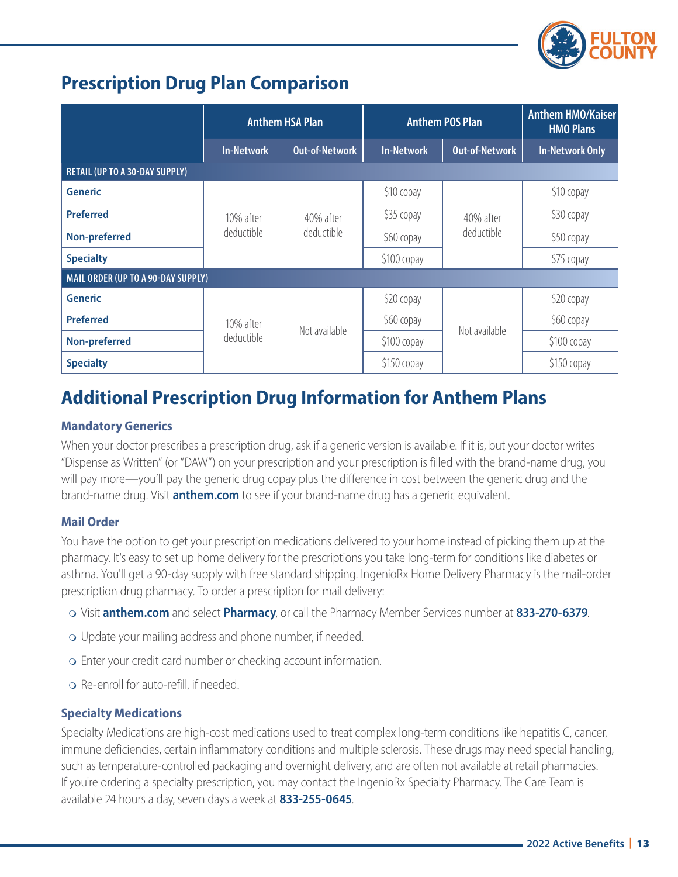# Prescription Drug Plan Comparison

| | Anthem HSA Plan | | Anthem POS Plan | | Anthem HMO/Kaiser HMO Plans |
|---|---|---|---|---|---|
| | In-Network | Out-of-Network | In-Network | Out-of-Network | In-Network Only |
| **RETAIL (UP TO A 30-DAY SUPPLY)** | | | | | |
| Generic | 10% after deductible | 40% after deductible | $10 copay | 40% after deductible | $10 copay |
| Preferred | | | $35 copay | | $30 copay |
| Non-preferred | | | $60 copay | | $50 copay |
| Specialty | | | $100 copay | | $75 copay |
| **MAIL ORDER (UP TO A 90-DAY SUPPLY)** | | | | | |
| Generic | 10% after deductible | Not available | $20 copay | Not available | $20 copay |
| Preferred | | | $60 copay | | $60 copay |
| Non-preferred | | | $100 copay | | $100 copay |
| Specialty | | | $150 copay | | $150 copay |

# Additional Prescription Drug Information for Anthem Plans

### Mandatory Generics

When your doctor prescribes a prescription drug, ask if a generic version is available. If it is, but your doctor writes "Dispense as Written" (or "DAW") on your prescription and your prescription is filled with the brand-name drug, you will pay more—you'll pay the generic drug copay plus the difference in cost between the generic drug and the brand-name drug. Visit **anthem.com** to see if your brand-name drug has a generic equivalent.

### Mail Order

You have the option to get your prescription medications delivered to your home instead of picking them up at the pharmacy. It's easy to set up home delivery for the prescriptions you take long-term for conditions like diabetes or asthma. You'll get a 90-day supply with free standard shipping. IngenioRx Home Delivery Pharmacy is the mail-order prescription drug pharmacy. To order a prescription for mail delivery:

- Visit **anthem.com** and select **Pharmacy**, or call the Pharmacy Member Services number at **833-270-6379**.
- Update your mailing address and phone number, if needed.
- Enter your credit card number or checking account information.
- Re-enroll for auto-refill, if needed.

### Specialty Medications

Specialty Medications are high-cost medications used to treat complex long-term conditions like hepatitis C, cancer, immune deficiencies, certain inflammatory conditions and multiple sclerosis. These drugs may need special handling, such as temperature-controlled packaging and overnight delivery, and are often not available at retail pharmacies. If you're ordering a specialty prescription, you may contact the IngenioRx Specialty Pharmacy. The Care Team is available 24 hours a day, seven days a week at **833-255-0645**.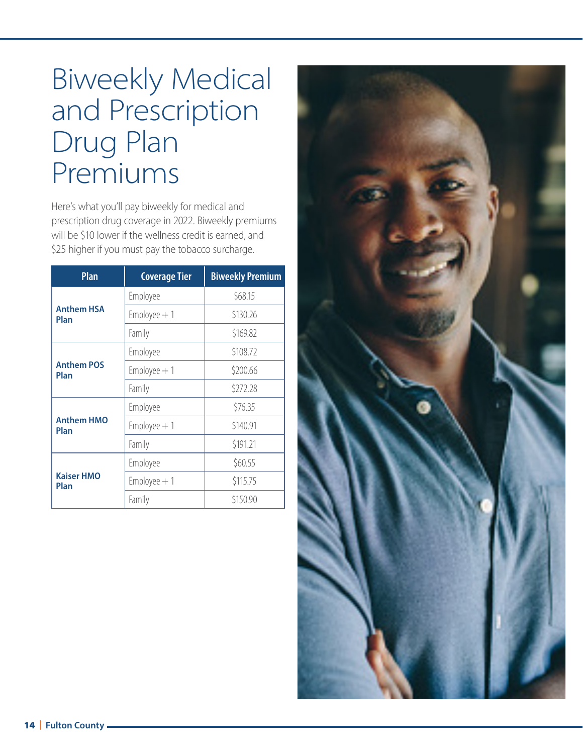# Biweekly Medical and Prescription Drug Plan Premiums

Here's what you'll pay biweekly for medical and prescription drug coverage in 2022. Biweekly premiums will be $10 lower if the wellness credit is earned, and $25 higher if you must pay the tobacco surcharge.

| Plan | Coverage Tier | Biweekly Premium |
|---|---|---|
| **Anthem HSA Plan** | Employee | $68.15 |
| | Employee + 1 | $130.26 |
| | Family | $169.82 |
| **Anthem POS Plan** | Employee | $108.72 |
| | Employee + 1 | $200.66 |
| | Family | $272.28 |
| **Anthem HMO Plan** | Employee | $76.35 |
| | Employee + 1 | $140.91 |
| | Family | $191.21 |
| **Kaiser HMO Plan** | Employee | $60.55 |
| | Employee + 1 | $115.75 |
| | Family | $150.90 |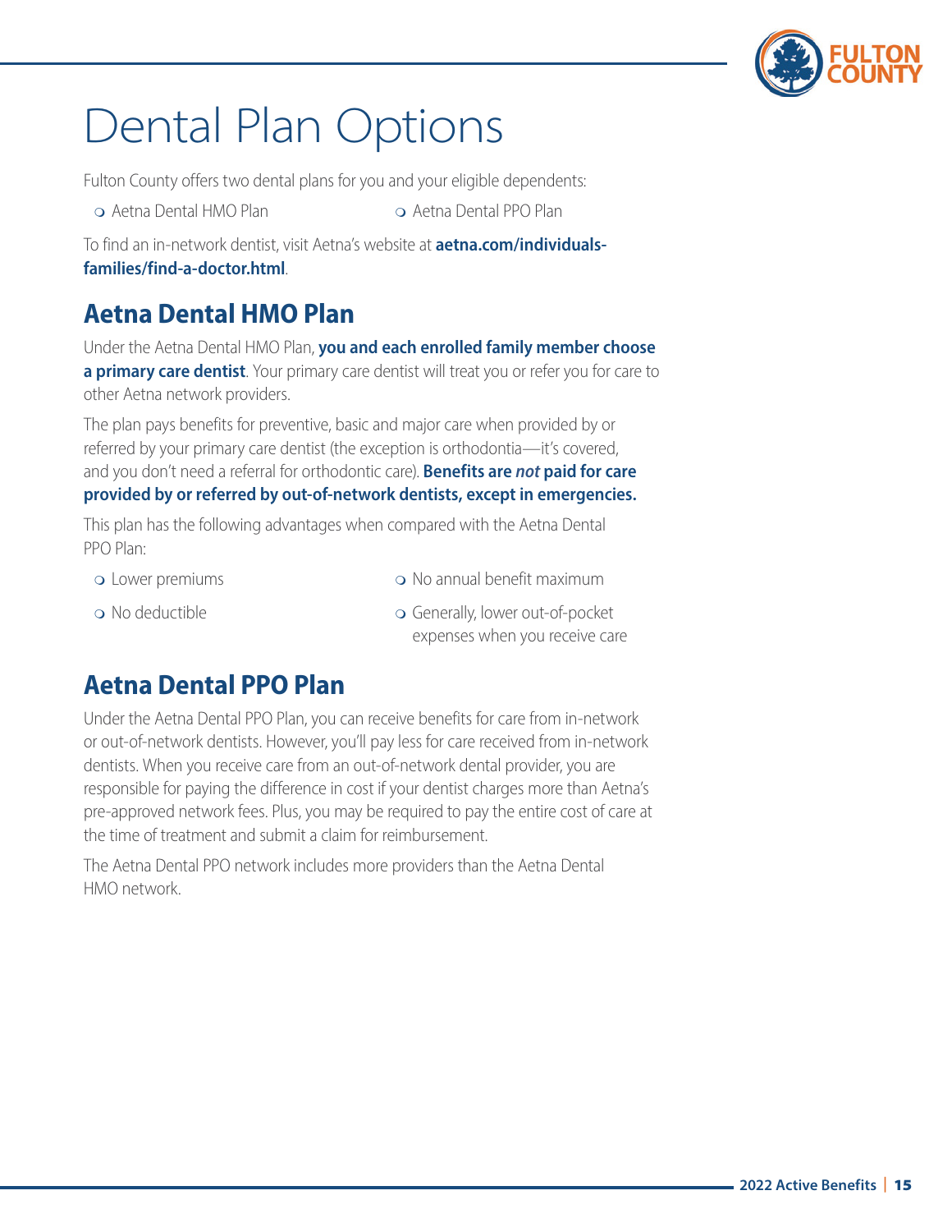# Dental Plan Options

Fulton County offers two dental plans for you and your eligible dependents:

- Aetna Dental HMO Plan
- Aetna Dental PPO Plan

To find an in-network dentist, visit Aetna's website at **aetna.com/individuals-families/find-a-doctor.html**.

## Aetna Dental HMO Plan

Under the Aetna Dental HMO Plan, **you and each enrolled family member choose a primary care dentist**. Your primary care dentist will treat you or refer you for care to other Aetna network providers.

The plan pays benefits for preventive, basic and major care when provided by or referred by your primary care dentist (the exception is orthodontia—it's covered, and you don't need a referral for orthodontic care). **Benefits are *not* paid for care provided by or referred by out-of-network dentists, except in emergencies.**

This plan has the following advantages when compared with the Aetna Dental PPO Plan:

- Lower premiums
- No deductible
- No annual benefit maximum
- Generally, lower out-of-pocket expenses when you receive care

## Aetna Dental PPO Plan

Under the Aetna Dental PPO Plan, you can receive benefits for care from in-network or out-of-network dentists. However, you'll pay less for care received from in-network dentists. When you receive care from an out-of-network dental provider, you are responsible for paying the difference in cost if your dentist charges more than Aetna's pre-approved network fees. Plus, you may be required to pay the entire cost of care at the time of treatment and submit a claim for reimbursement.

The Aetna Dental PPO network includes more providers than the Aetna Dental HMO network.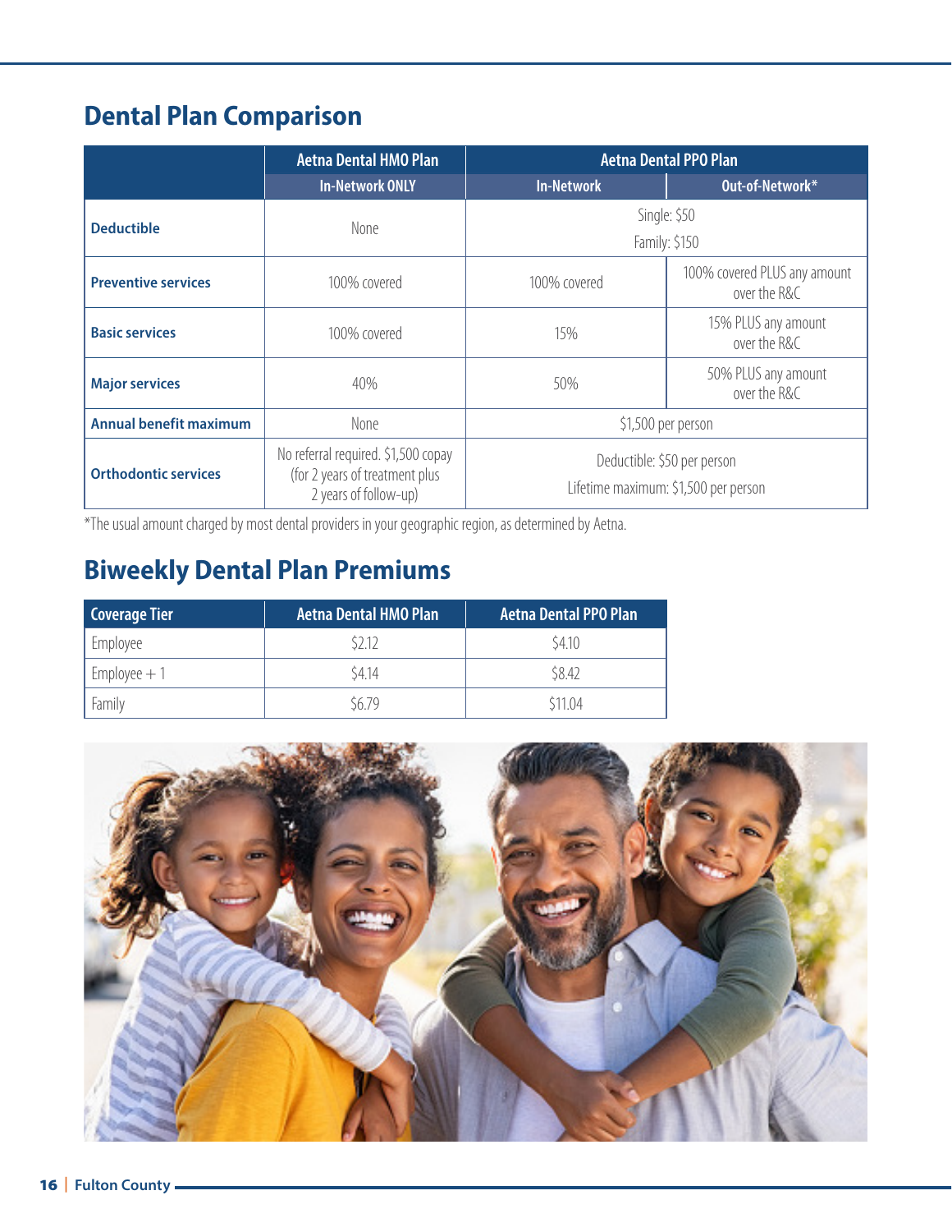## Dental Plan Comparison

| | Aetna Dental HMO Plan | Aetna Dental PPO Plan | |
|---|---|---|---|
| | In-Network ONLY | In-Network | Out-of-Network* |
| **Deductible** | None | Single: $50<br>Family: $150 | |
| **Preventive services** | 100% covered | 100% covered | 100% covered PLUS any amount over the R&C |
| **Basic services** | 100% covered | 15% | 15% PLUS any amount over the R&C |
| **Major services** | 40% | 50% | 50% PLUS any amount over the R&C |
| **Annual benefit maximum** | None | $1,500 per person | |
| **Orthodontic services** | No referral required. $1,500 copay (for 2 years of treatment plus 2 years of follow-up) | Deductible: $50 per person<br>Lifetime maximum: $1,500 per person | |

*The usual amount charged by most dental providers in your geographic region, as determined by Aetna.

## Biweekly Dental Plan Premiums

| Coverage Tier | Aetna Dental HMO Plan | Aetna Dental PPO Plan |
|---|---|---|
| Employee | $2.12 | $4.10 |
| Employee + 1 | $4.14 | $8.42 |
| Family | $6.79 | $11.04 |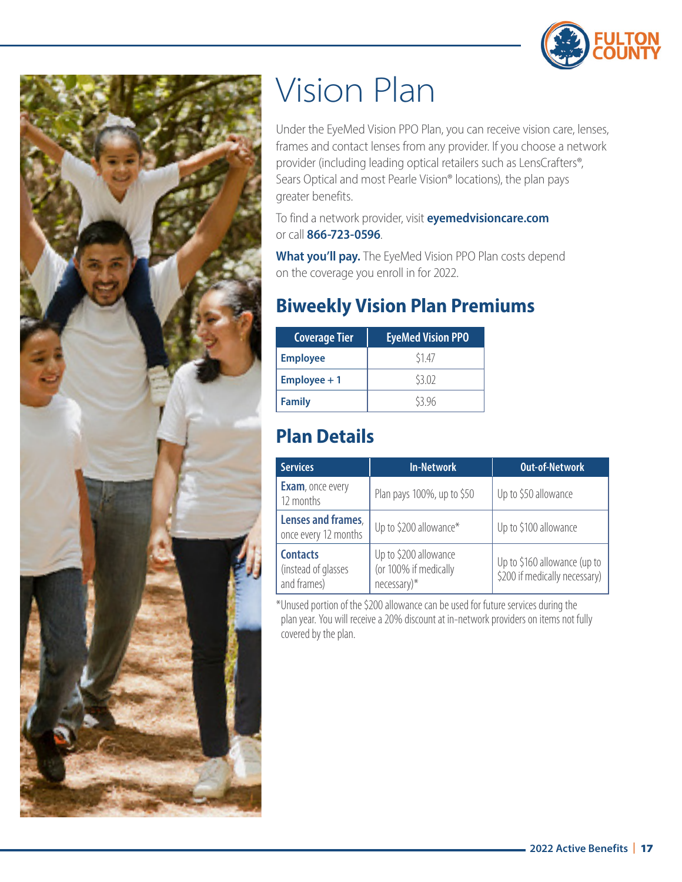# Vision Plan

Under the EyeMed Vision PPO Plan, you can receive vision care, lenses, frames and contact lenses from any provider. If you choose a network provider (including leading optical retailers such as LensCrafters®, Sears Optical and most Pearle Vision® locations), the plan pays greater benefits.

To find a network provider, visit **eyemedvisioncare.com** or call **866-723-0596**.

**What you'll pay.** The EyeMed Vision PPO Plan costs depend on the coverage you enroll in for 2022.

## Biweekly Vision Plan Premiums

| Coverage Tier | EyeMed Vision PPO |
|---|---|
| **Employee** | $1.47 |
| **Employee + 1** | $3.02 |
| **Family** | $3.96 |

## Plan Details

| Services | In-Network | Out-of-Network |
|---|---|---|
| **Exam**, once every 12 months | Plan pays 100%, up to $50 | Up to $50 allowance |
| **Lenses and frames**, once every 12 months | Up to $200 allowance* | Up to $100 allowance |
| **Contacts** (instead of glasses and frames) | Up to $200 allowance (or 100% if medically necessary)* | Up to $160 allowance (up to $200 if medically necessary) |

*Unused portion of the $200 allowance can be used for future services during the plan year. You will receive a 20% discount at in-network providers on items not fully covered by the plan.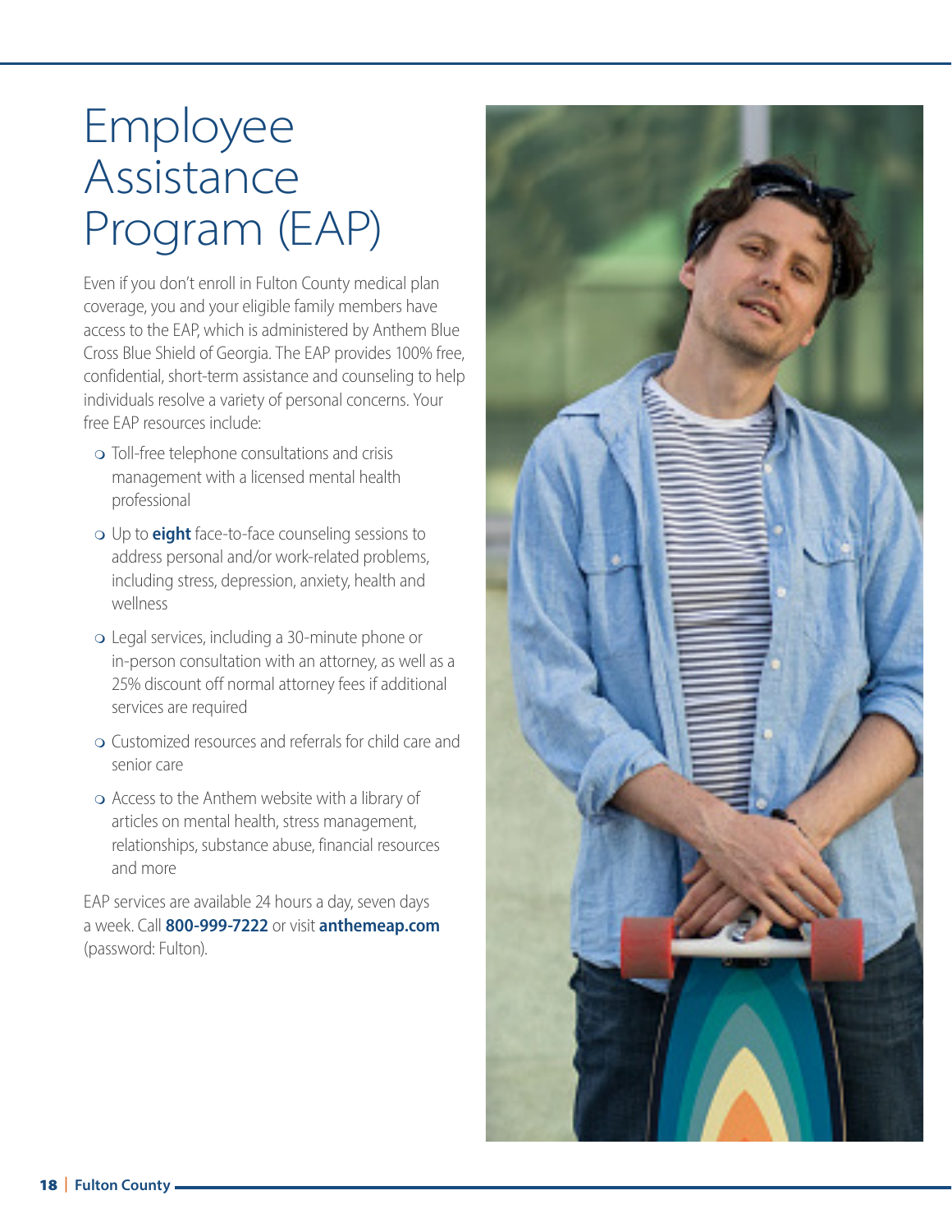# Employee Assistance Program (EAP)

Even if you don't enroll in Fulton County medical plan coverage, you and your eligible family members have access to the EAP, which is administered by Anthem Blue Cross Blue Shield of Georgia. The EAP provides 100% free, confidential, short-term assistance and counseling to help individuals resolve a variety of personal concerns. Your free EAP resources include:

- Toll-free telephone consultations and crisis management with a licensed mental health professional
- Up to **eight** face-to-face counseling sessions to address personal and/or work-related problems, including stress, depression, anxiety, health and wellness
- Legal services, including a 30-minute phone or in-person consultation with an attorney, as well as a 25% discount off normal attorney fees if additional services are required
- Customized resources and referrals for child care and senior care
- Access to the Anthem website with a library of articles on mental health, stress management, relationships, substance abuse, financial resources and more

EAP services are available 24 hours a day, seven days a week. Call **800-999-7222** or visit **anthemeap.com** (password: Fulton).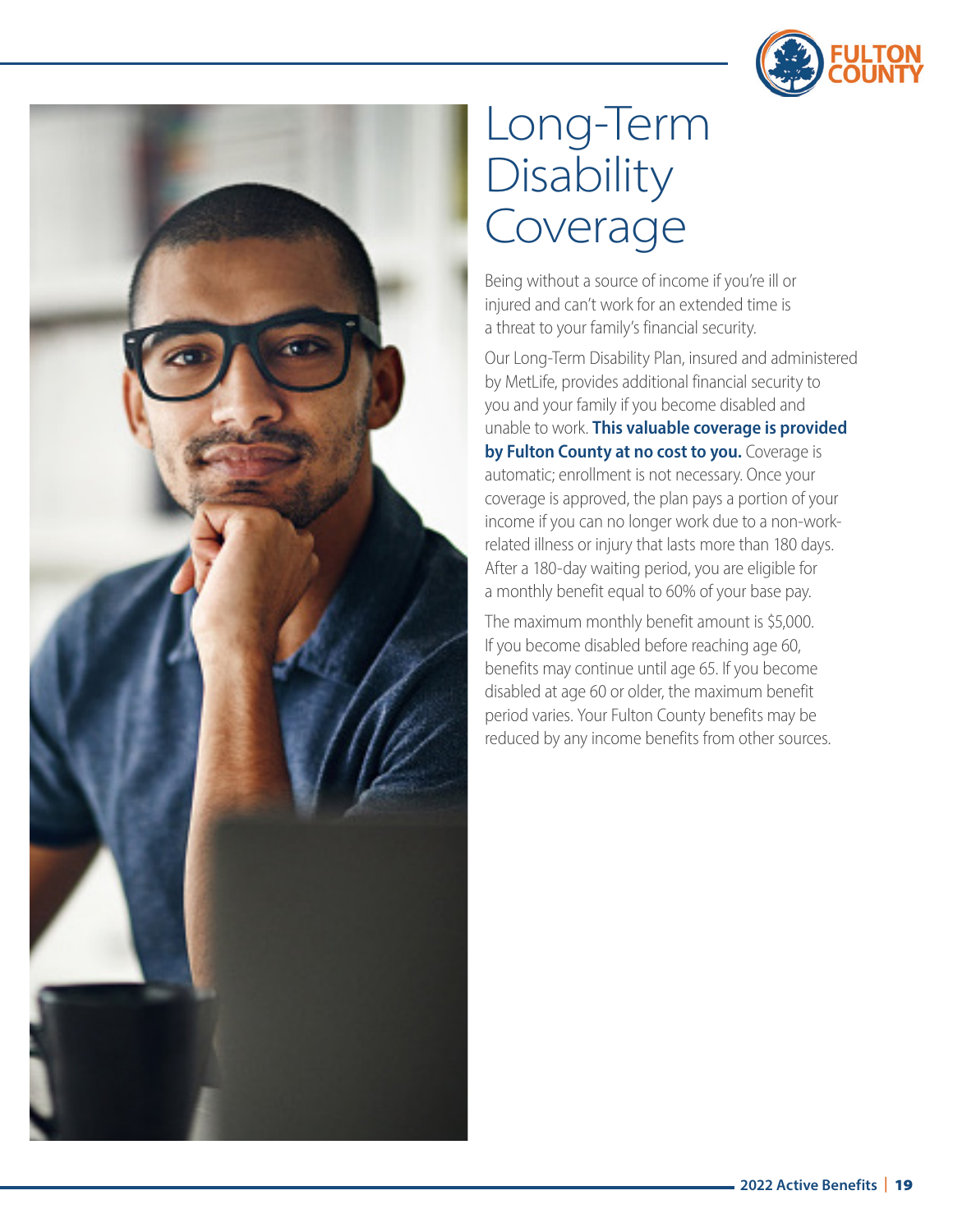# Long-Term Disability Coverage

Being without a source of income if you're ill or injured and can't work for an extended time is a threat to your family's financial security.

Our Long-Term Disability Plan, insured and administered by MetLife, provides additional financial security to you and your family if you become disabled and unable to work. **This valuable coverage is provided by Fulton County at no cost to you.** Coverage is automatic; enrollment is not necessary. Once your coverage is approved, the plan pays a portion of your income if you can no longer work due to a non-work-related illness or injury that lasts more than 180 days. After a 180-day waiting period, you are eligible for a monthly benefit equal to 60% of your base pay.

The maximum monthly benefit amount is $5,000. If you become disabled before reaching age 60, benefits may continue until age 65. If you become disabled at age 60 or older, the maximum benefit period varies. Your Fulton County benefits may be reduced by any income benefits from other sources.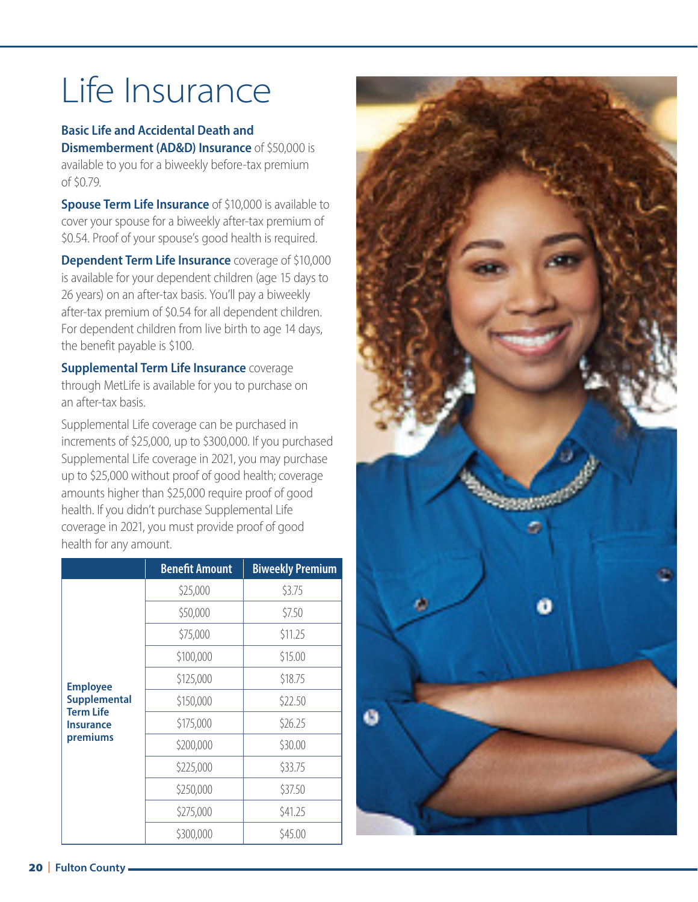# Life Insurance

**Basic Life and Accidental Death and Dismemberment (AD&D) Insurance** of $50,000 is available to you for a biweekly before-tax premium of $0.79.

**Spouse Term Life Insurance** of $10,000 is available to cover your spouse for a biweekly after-tax premium of $0.54. Proof of your spouse's good health is required.

**Dependent Term Life Insurance** coverage of $10,000 is available for your dependent children (age 15 days to 26 years) on an after-tax basis. You'll pay a biweekly after-tax premium of $0.54 for all dependent children. For dependent children from live birth to age 14 days, the benefit payable is $100.

**Supplemental Term Life Insurance** coverage through MetLife is available for you to purchase on an after-tax basis.

Supplemental Life coverage can be purchased in increments of $25,000, up to $300,000. If you purchased Supplemental Life coverage in 2021, you may purchase up to $25,000 without proof of good health; coverage amounts higher than $25,000 require proof of good health. If you didn't purchase Supplemental Life coverage in 2021, you must provide proof of good health for any amount.

| | Benefit Amount | Biweekly Premium |
|---|---|---|
| **Employee Supplemental Term Life Insurance premiums** | $25,000 | $3.75 |
| | $50,000 | $7.50 |
| | $75,000 | $11.25 |
| | $100,000 | $15.00 |
| | $125,000 | $18.75 |
| | $150,000 | $22.50 |
| | $175,000 | $26.25 |
| | $200,000 | $30.00 |
| | $225,000 | $33.75 |
| | $250,000 | $37.50 |
| | $275,000 | $41.25 |
| | $300,000 | $45.00 |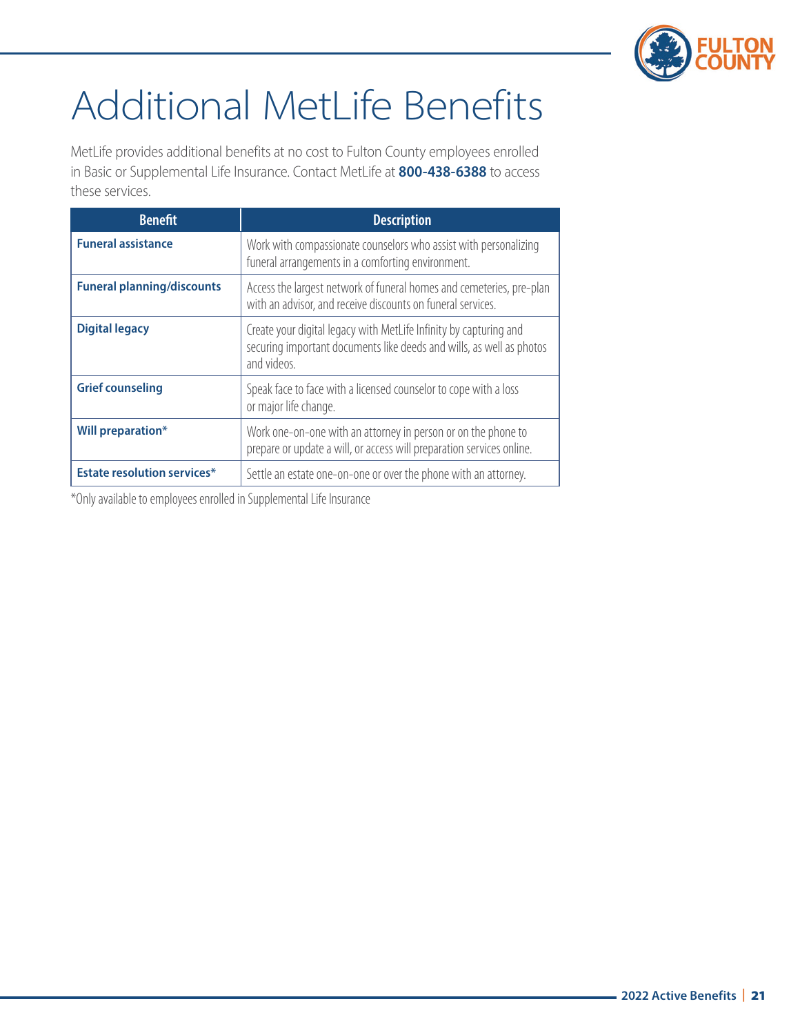# Additional MetLife Benefits

MetLife provides additional benefits at no cost to Fulton County employees enrolled in Basic or Supplemental Life Insurance. Contact MetLife at **800-438-6388** to access these services.

| Benefit | Description |
|---|---|
| **Funeral assistance** | Work with compassionate counselors who assist with personalizing funeral arrangements in a comforting environment. |
| **Funeral planning/discounts** | Access the largest network of funeral homes and cemeteries, pre-plan with an advisor, and receive discounts on funeral services. |
| **Digital legacy** | Create your digital legacy with MetLife Infinity by capturing and securing important documents like deeds and wills, as well as photos and videos. |
| **Grief counseling** | Speak face to face with a licensed counselor to cope with a loss or major life change. |
| **Will preparation*** | Work one-on-one with an attorney in person or on the phone to prepare or update a will, or access will preparation services online. |
| **Estate resolution services*** | Settle an estate one-on-one or over the phone with an attorney. |

*Only available to employees enrolled in Supplemental Life Insurance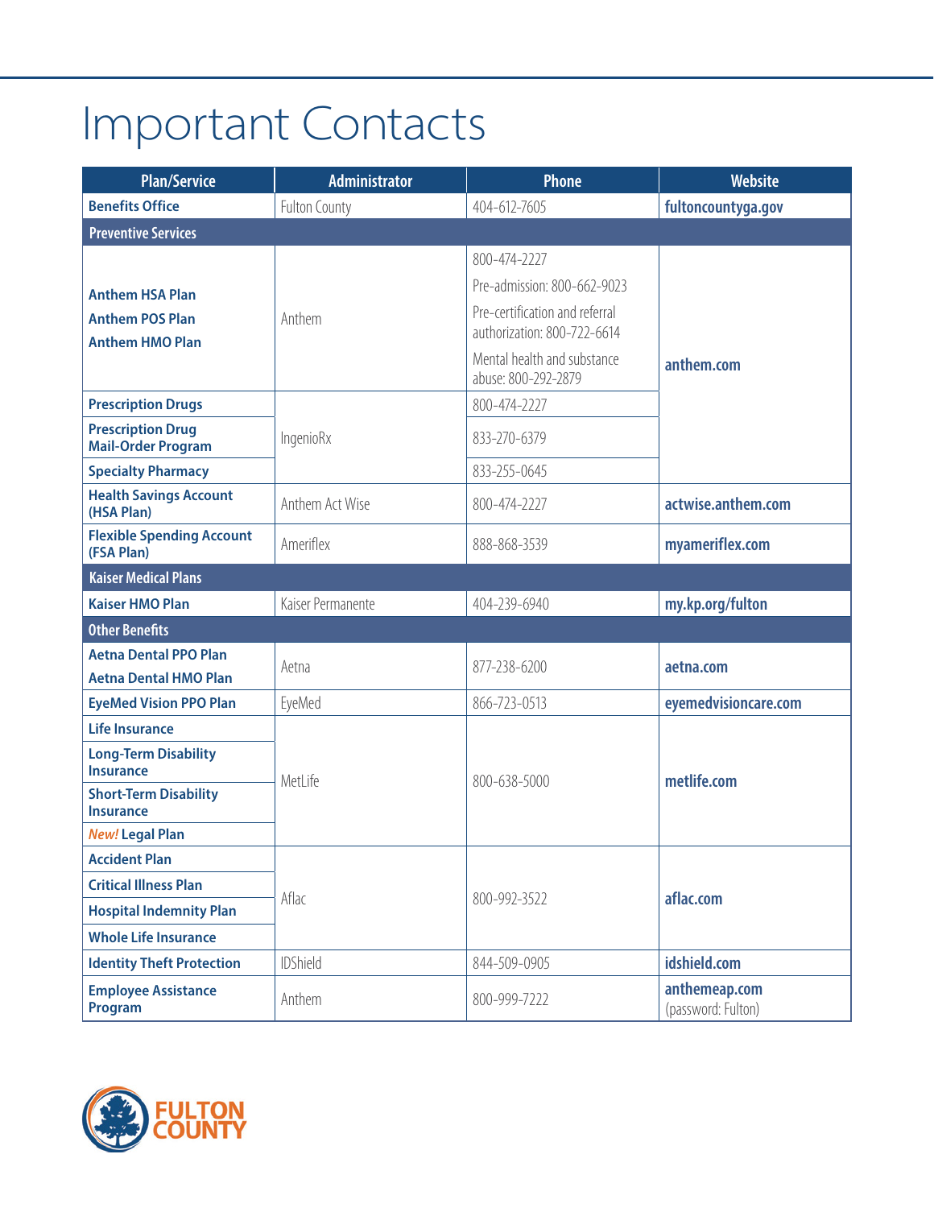# Important Contacts

| Plan/Service | Administrator | Phone | Website |
|---|---|---|---|
| **Benefits Office** | Fulton County | 404-612-7605 | **fultoncountyga.gov** |
| **Preventive Services** | | | |
| **Anthem HSA Plan**<br>**Anthem POS Plan**<br>**Anthem HMO Plan** | Anthem | 800-474-2227<br>Pre-admission: 800-662-9023<br>Pre-certification and referral authorization: 800-722-6614<br>Mental health and substance abuse: 800-292-2879 | **anthem.com** |
| **Prescription Drugs** | IngenioRx | 800-474-2227 | **anthem.com** |
| **Prescription Drug Mail-Order Program** | IngenioRx | 833-270-6379 | **anthem.com** |
| **Specialty Pharmacy** | IngenioRx | 833-255-0645 | **anthem.com** |
| **Health Savings Account (HSA Plan)** | Anthem Act Wise | 800-474-2227 | **actwise.anthem.com** |
| **Flexible Spending Account (FSA Plan)** | Ameriflex | 888-868-3539 | **myameriflex.com** |
| **Kaiser Medical Plans** | | | |
| **Kaiser HMO Plan** | Kaiser Permanente | 404-239-6940 | **my.kp.org/fulton** |
| **Other Benefits** | | | |
| **Aetna Dental PPO Plan**<br>**Aetna Dental HMO Plan** | Aetna | 877-238-6200 | **aetna.com** |
| **EyeMed Vision PPO Plan** | EyeMed | 866-723-0513 | **eyemedvisioncare.com** |
| **Life Insurance**<br>**Long-Term Disability Insurance**<br>**Short-Term Disability Insurance**<br>***New!* Legal Plan** | MetLife | 800-638-5000 | **metlife.com** |
| **Accident Plan**<br>**Critical Illness Plan**<br>**Hospital Indemnity Plan**<br>**Whole Life Insurance** | Aflac | 800-992-3522 | **aflac.com** |
| **Identity Theft Protection** | IDShield | 844-509-0905 | **idshield.com** |
| **Employee Assistance Program** | Anthem | 800-999-7222 | **anthemeap.com**<br>(password: Fulton) |

FULTON COUNTY